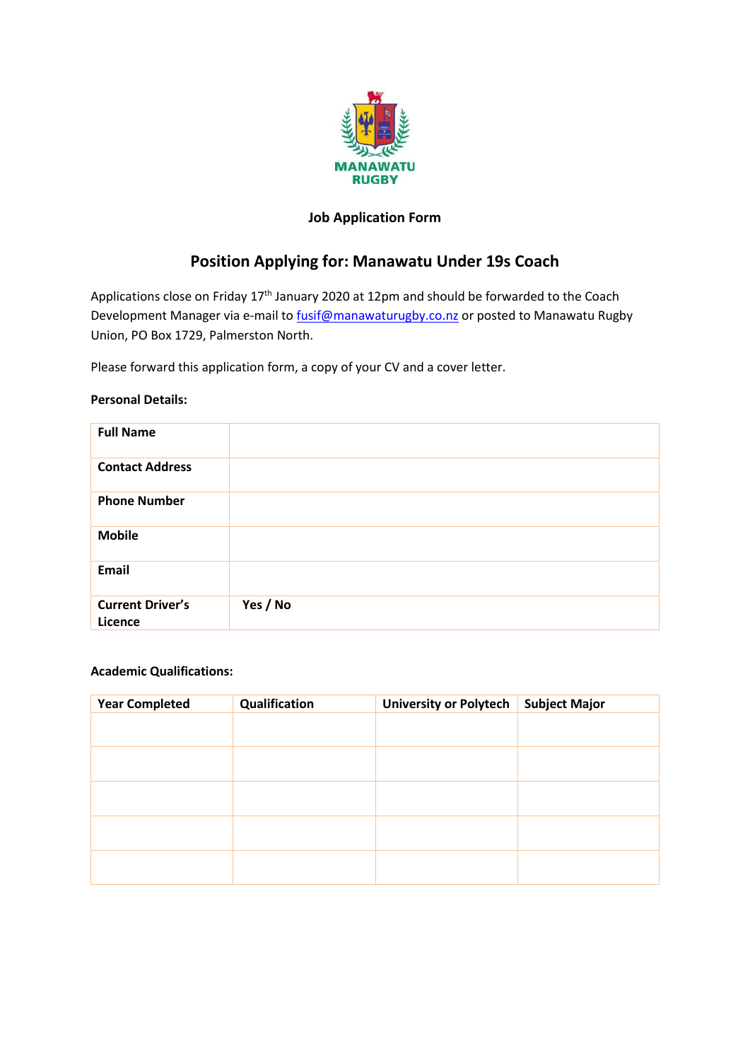MANAWATU RUGBY

**Job Application Form**

## Position Applying for: Manawatu Under 19s Coach

Applications close on Friday 17th January 2020 at 12pm and should be forwarded to the Coach Development Manager via e-mail to fusif@manawaturugby.co.nz or posted to Manawatu Rugby Union, PO Box 1729, Palmerston North.

Please forward this application form, a copy of your CV and a cover letter.

**Personal Details:**

| | |
|---|---|
| **Full Name** | |
| **Contact Address** | |
| **Phone Number** | |
| **Mobile** | |
| **Email** | |
| **Current Driver's Licence** | **Yes / No** |

**Academic Qualifications:**

| Year Completed | Qualification | University or Polytech | Subject Major |
|---|---|---|---|
| | | | |
| | | | |
| | | | |
| | | | |
| | | | |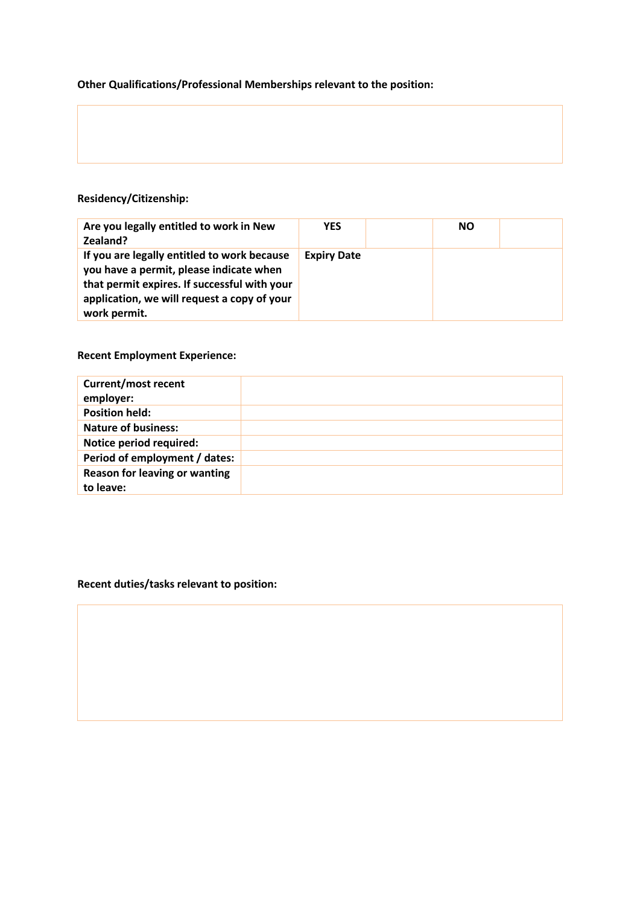**Other Qualifications/Professional Memberships relevant to the position:**

| |
|---|
| |

**Residency/Citizenship:**

| | | | | |
|---|---|---|---|---|
| **Are you legally entitled to work in New Zealand?** | **YES** | | **NO** | |
| **If you are legally entitled to work because you have a permit, please indicate when that permit expires. If successful with your application, we will request a copy of your work permit.** | **Expiry Date** | | | |

**Recent Employment Experience:**

| | |
|---|---|
| **Current/most recent employer:** | |
| **Position held:** | |
| **Nature of business:** | |
| **Notice period required:** | |
| **Period of employment / dates:** | |
| **Reason for leaving or wanting to leave:** | |

**Recent duties/tasks relevant to position:**

| |
|---|
| |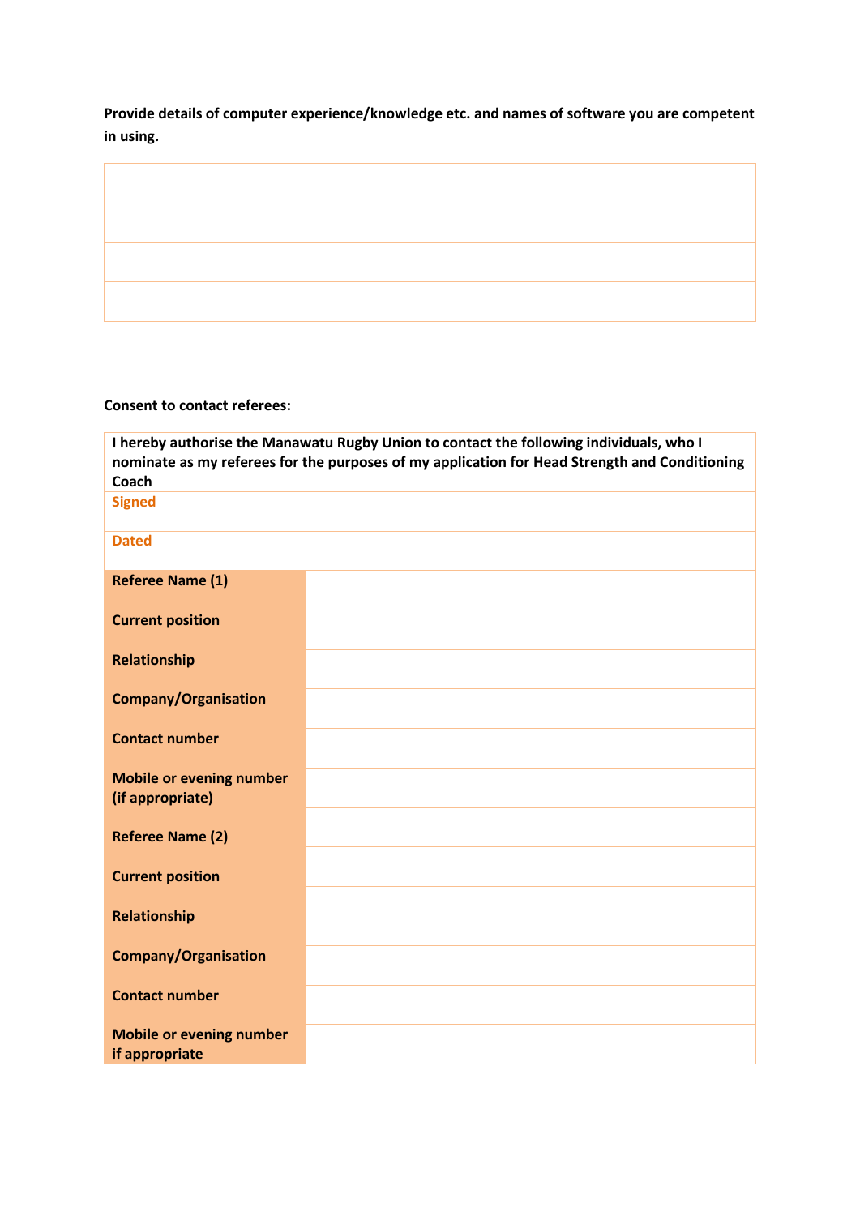**Provide details of computer experience/knowledge etc. and names of software you are competent in using.**

| |
|---|
| |
| |
| |
| |

**Consent to contact referees:**

| I hereby authorise the Manawatu Rugby Union to contact the following individuals, who I nominate as my referees for the purposes of my application for Head Strength and Conditioning Coach | |
|---|---|
| **Signed** | |
| **Dated** | |
| **Referee Name (1)** | |
| **Current position** | |
| **Relationship** | |
| **Company/Organisation** | |
| **Contact number** | |
| **Mobile or evening number (if appropriate)** | |
| **Referee Name (2)** | |
| **Current position** | |
| **Relationship** | |
| **Company/Organisation** | |
| **Contact number** | |
| **Mobile or evening number if appropriate** | |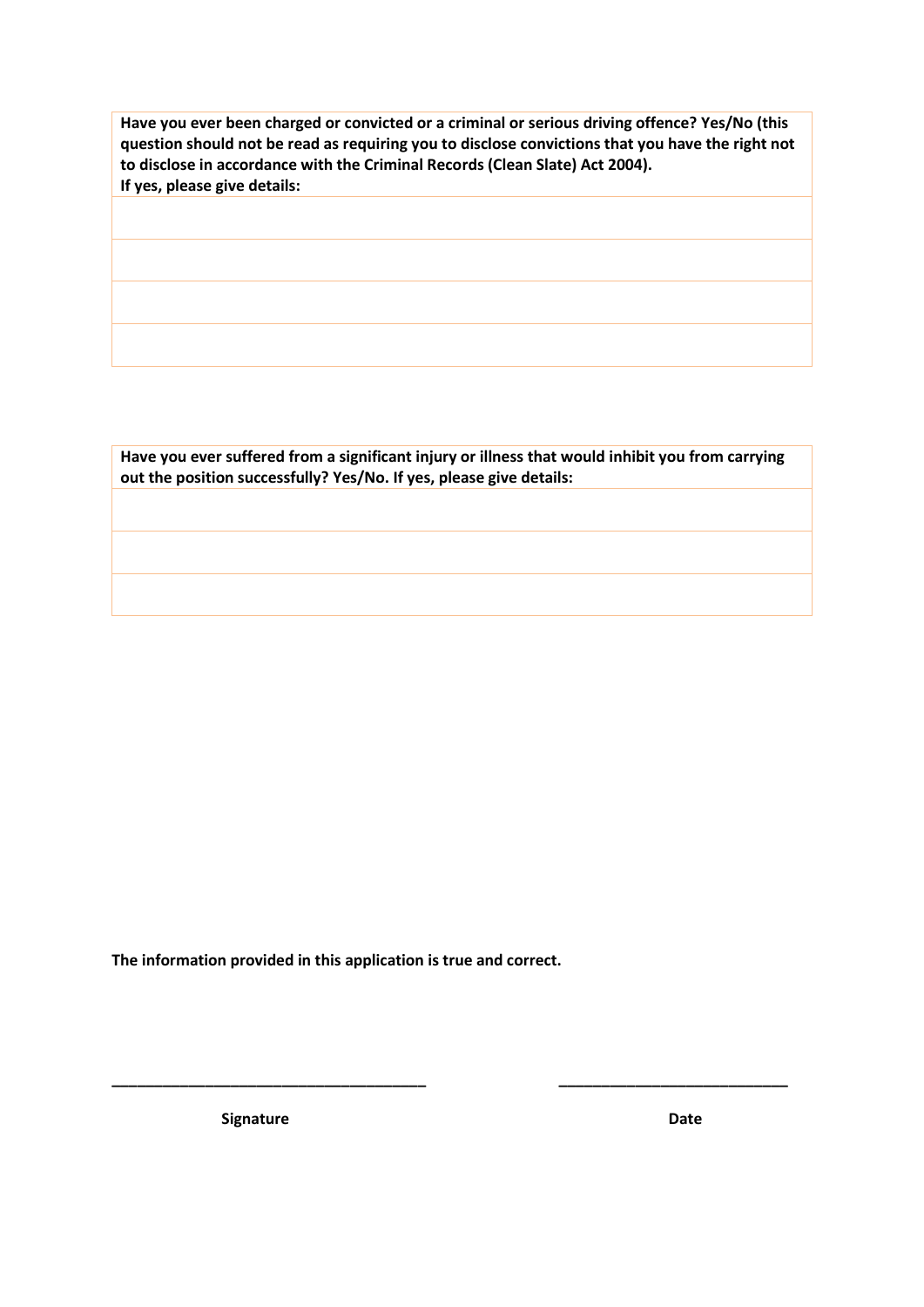| **Have you ever been charged or convicted or a criminal or serious driving offence? Yes/No (this question should not be read as requiring you to disclose convictions that you have the right not to disclose in accordance with the Criminal Records (Clean Slate) Act 2004).**<br>**If yes, please give details:** |
| --- |
| |
| |
| |
| |

| **Have you ever suffered from a significant injury or illness that would inhibit you from carrying out the position successfully? Yes/No. If yes, please give details:** |
| --- |
| |
| |
| |

**The information provided in this application is true and correct.**

_____________________________________          ___________________________

**Signature**          **Date**